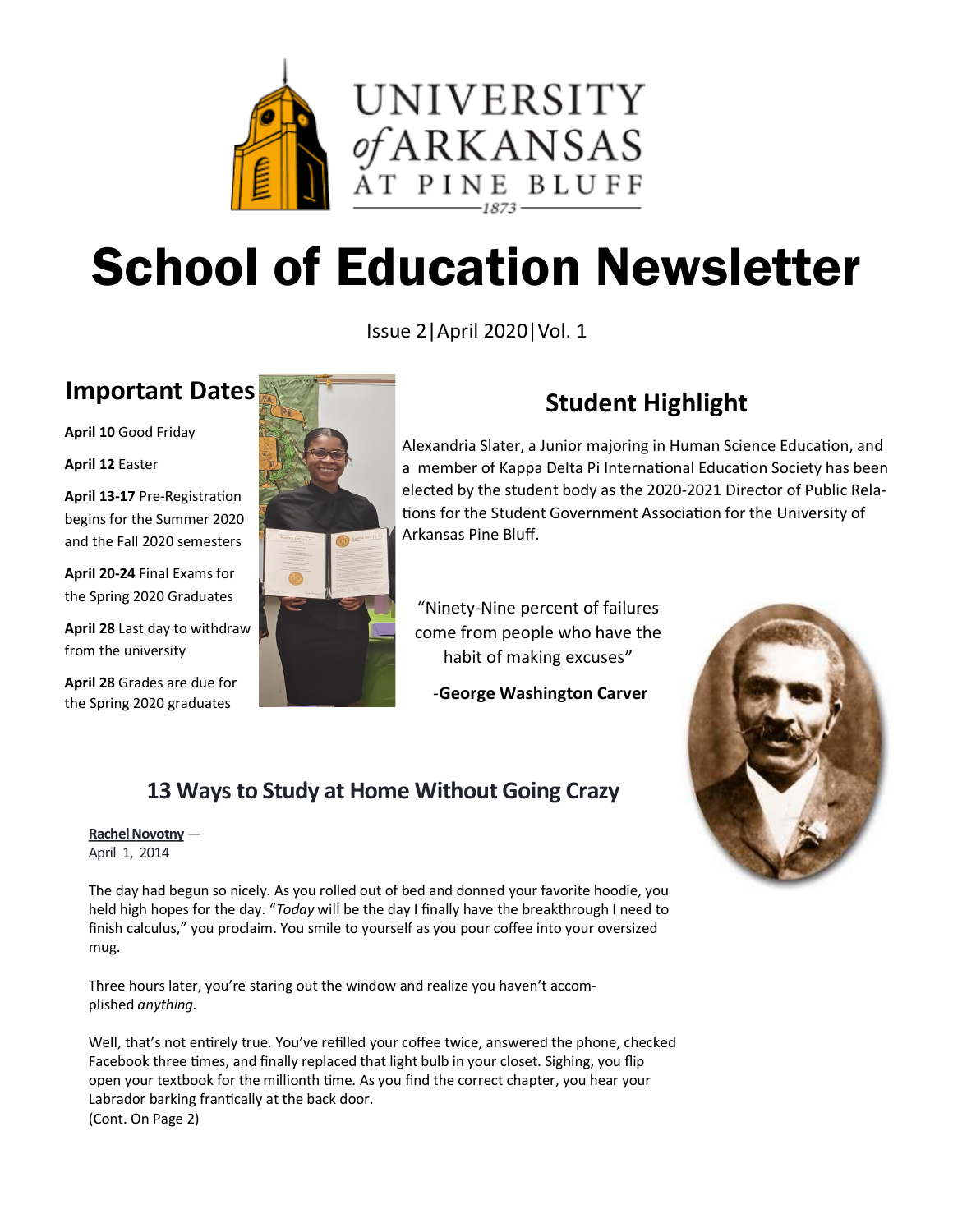UNIVERSITY of ARKANSAS AT PINE BLUFF
1873

# School of Education Newsletter

Issue 2|April 2020|Vol. 1

## Important Dates

**April 10** Good Friday

**April 12** Easter

**April 13-17** Pre-Registration begins for the Summer 2020 and the Fall 2020 semesters

**April 20-24** Final Exams for the Spring 2020 Graduates

**April 28** Last day to withdraw from the university

**April 28** Grades are due for the Spring 2020 graduates

## Student Highlight

Alexandria Slater, a Junior majoring in Human Science Education, and a member of Kappa Delta Pi International Education Society has been elected by the student body as the 2020-2021 Director of Public Relations for the Student Government Association for the University of Arkansas Pine Bluff.

"Ninety-Nine percent of failures come from people who have the habit of making excuses"

-**George Washington Carver**

## 13 Ways to Study at Home Without Going Crazy

Rachel Novotny —
April 1, 2014

The day had begun so nicely. As you rolled out of bed and donned your favorite hoodie, you held high hopes for the day. "*Today* will be the day I finally have the breakthrough I need to finish calculus," you proclaim. You smile to yourself as you pour coffee into your oversized mug.

Three hours later, you're staring out the window and realize you haven't accomplished *anything*.

Well, that's not entirely true. You've refilled your coffee twice, answered the phone, checked Facebook three times, and finally replaced that light bulb in your closet. Sighing, you flip open your textbook for the millionth time. As you find the correct chapter, you hear your Labrador barking frantically at the back door.
(Cont. On Page 2)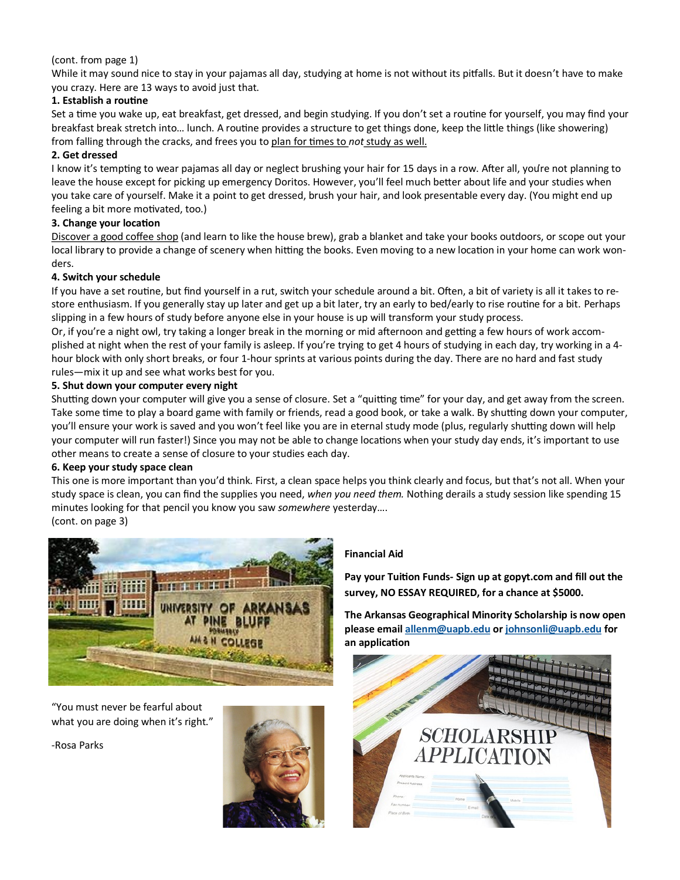(cont. from page 1)

While it may sound nice to stay in your pajamas all day, studying at home is not without its pitfalls. But it doesn't have to make you crazy. Here are 13 ways to avoid just that.

**1. Establish a routine**

Set a time you wake up, eat breakfast, get dressed, and begin studying. If you don't set a routine for yourself, you may find your breakfast break stretch into… lunch. A routine provides a structure to get things done, keep the little things (like showering) from falling through the cracks, and frees you to plan for times to *not* study as well.

**2. Get dressed**

I know it's tempting to wear pajamas all day or neglect brushing your hair for 15 days in a row. After all, you're not planning to leave the house except for picking up emergency Doritos. However, you'll feel much better about life and your studies when you take care of yourself. Make it a point to get dressed, brush your hair, and look presentable every day. (You might end up feeling a bit more motivated, too.)

**3. Change your location**

Discover a good coffee shop (and learn to like the house brew), grab a blanket and take your books outdoors, or scope out your local library to provide a change of scenery when hitting the books. Even moving to a new location in your home can work wonders.

**4. Switch your schedule**

If you have a set routine, but find yourself in a rut, switch your schedule around a bit. Often, a bit of variety is all it takes to restore enthusiasm. If you generally stay up later and get up a bit later, try an early to bed/early to rise routine for a bit. Perhaps slipping in a few hours of study before anyone else in your house is up will transform your study process.

Or, if you're a night owl, try taking a longer break in the morning or mid afternoon and getting a few hours of work accomplished at night when the rest of your family is asleep. If you're trying to get 4 hours of studying in each day, try working in a 4-hour block with only short breaks, or four 1-hour sprints at various points during the day. There are no hard and fast study rules—mix it up and see what works best for you.

**5. Shut down your computer every night**

Shutting down your computer will give you a sense of closure. Set a "quitting time" for your day, and get away from the screen. Take some time to play a board game with family or friends, read a good book, or take a walk. By shutting down your computer, you'll ensure your work is saved and you won't feel like you are in eternal study mode (plus, regularly shutting down will help your computer will run faster!) Since you may not be able to change locations when your study day ends, it's important to use other means to create a sense of closure to your studies each day.

**6. Keep your study space clean**

This one is more important than you'd think. First, a clean space helps you think clearly and focus, but that's not all. When your study space is clean, you can find the supplies you need, *when you need them.* Nothing derails a study session like spending 15 minutes looking for that pencil you know you saw *somewhere* yesterday….

(cont. on page 3)

"You must never be fearful about what you are doing when it's right."

-Rosa Parks

**Financial Aid**

**Pay your Tuition Funds- Sign up at gopyt.com and fill out the survey, NO ESSAY REQUIRED, for a chance at $5000.**

**The Arkansas Geographical Minority Scholarship is now open please email allenm@uapb.edu or johnsonli@uapb.edu for an application**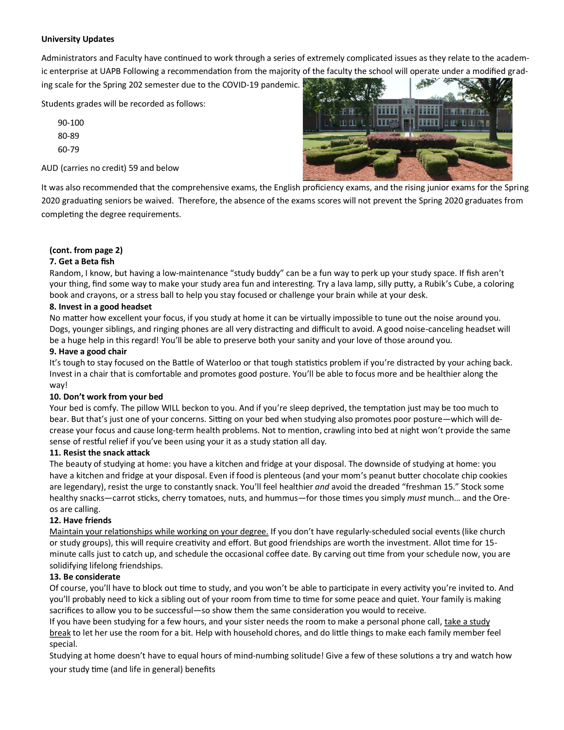**University Updates**

Administrators and Faculty have continued to work through a series of extremely complicated issues as they relate to the academic enterprise at UAPB Following a recommendation from the majority of the faculty the school will operate under a modified grading scale for the Spring 202 semester due to the COVID-19 pandemic.

Students grades will be recorded as follows:

90-100
80-89
60-79

AUD (carries no credit) 59 and below

It was also recommended that the comprehensive exams, the English proficiency exams, and the rising junior exams for the Spring 2020 graduating seniors be waived. Therefore, the absence of the exams scores will not prevent the Spring 2020 graduates from completing the degree requirements.

**(cont. from page 2)**

**7. Get a Beta fish**

Random, I know, but having a low-maintenance "study buddy" can be a fun way to perk up your study space. If fish aren't your thing, find some way to make your study area fun and interesting. Try a lava lamp, silly putty, a Rubik's Cube, a coloring book and crayons, or a stress ball to help you stay focused or challenge your brain while at your desk.

**8. Invest in a good headset**

No matter how excellent your focus, if you study at home it can be virtually impossible to tune out the noise around you. Dogs, younger siblings, and ringing phones are all very distracting and difficult to avoid. A good noise-canceling headset will be a huge help in this regard! You'll be able to preserve both your sanity and your love of those around you.

**9. Have a good chair**

It's tough to stay focused on the Battle of Waterloo or that tough statistics problem if you're distracted by your aching back. Invest in a chair that is comfortable and promotes good posture. You'll be able to focus more and be healthier along the way!

**10. Don't work from your bed**

Your bed is comfy. The pillow WILL beckon to you. And if you're sleep deprived, the temptation just may be too much to bear. But that's just one of your concerns. Sitting on your bed when studying also promotes poor posture—which will decrease your focus and cause long-term health problems. Not to mention, crawling into bed at night won't provide the same sense of restful relief if you've been using your it as a study station all day.

**11. Resist the snack attack**

The beauty of studying at home: you have a kitchen and fridge at your disposal. The downside of studying at home: you have a kitchen and fridge at your disposal. Even if food is plenteous (and your mom's peanut butter chocolate chip cookies are legendary), resist the urge to constantly snack. You'll feel healthier *and* avoid the dreaded "freshman 15." Stock some healthy snacks—carrot sticks, cherry tomatoes, nuts, and hummus—for those times you simply *must* munch… and the Oreos are calling.

**12. Have friends**

Maintain your relationships while working on your degree. If you don't have regularly-scheduled social events (like church or study groups), this will require creativity and effort. But good friendships are worth the investment. Allot time for 15-minute calls just to catch up, and schedule the occasional coffee date. By carving out time from your schedule now, you are solidifying lifelong friendships.

**13. Be considerate**

Of course, you'll have to block out time to study, and you won't be able to participate in every activity you're invited to. And you'll probably need to kick a sibling out of your room from time to time for some peace and quiet. Your family is making sacrifices to allow you to be successful—so show them the same consideration you would to receive.

If you have been studying for a few hours, and your sister needs the room to make a personal phone call, take a study break to let her use the room for a bit. Help with household chores, and do little things to make each family member feel special.

Studying at home doesn't have to equal hours of mind-numbing solitude! Give a few of these solutions a try and watch how your study time (and life in general) benefits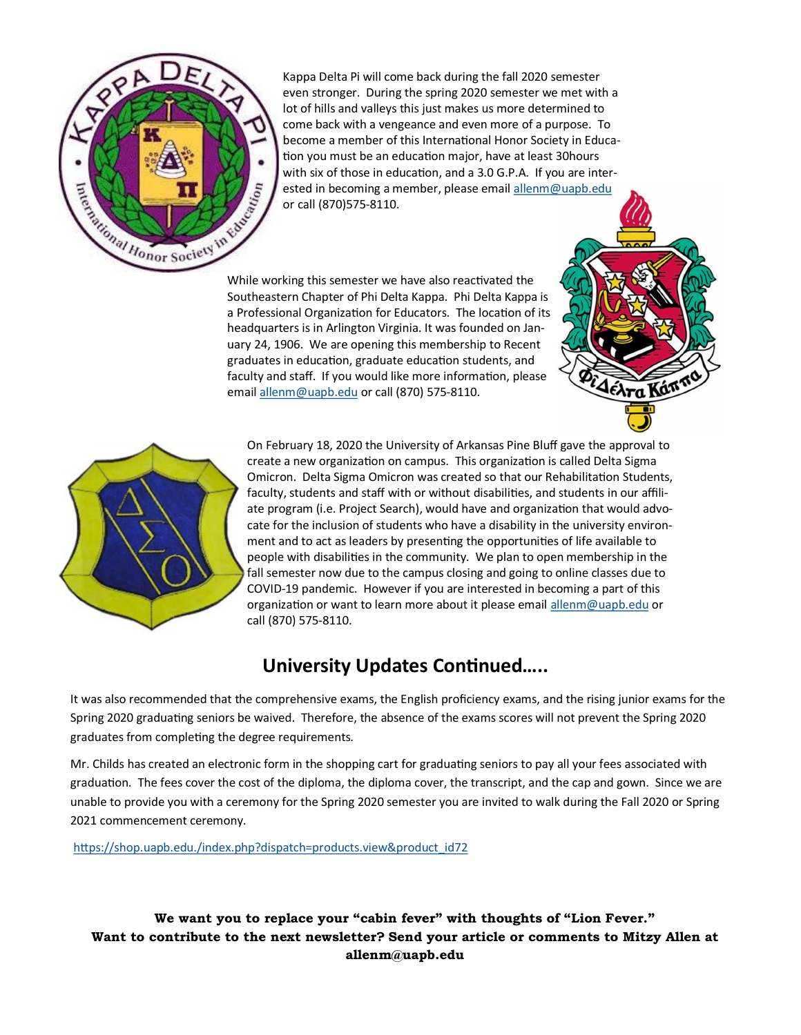Kappa Delta Pi will come back during the fall 2020 semester even stronger. During the spring 2020 semester we met with a lot of hills and valleys this just makes us more determined to come back with a vengeance and even more of a purpose. To become a member of this International Honor Society in Education you must be an education major, have at least 30hours with six of those in education, and a 3.0 G.P.A. If you are interested in becoming a member, please email allenm@uapb.edu or call (870)575-8110.

While working this semester we have also reactivated the Southeastern Chapter of Phi Delta Kappa. Phi Delta Kappa is a Professional Organization for Educators. The location of its headquarters is in Arlington Virginia. It was founded on January 24, 1906. We are opening this membership to Recent graduates in education, graduate education students, and faculty and staff. If you would like more information, please email allenm@uapb.edu or call (870) 575-8110.

On February 18, 2020 the University of Arkansas Pine Bluff gave the approval to create a new organization on campus. This organization is called Delta Sigma Omicron. Delta Sigma Omicron was created so that our Rehabilitation Students, faculty, students and staff with or without disabilities, and students in our affiliate program (i.e. Project Search), would have and organization that would advocate for the inclusion of students who have a disability in the university environment and to act as leaders by presenting the opportunities of life available to people with disabilities in the community. We plan to open membership in the fall semester now due to the campus closing and going to online classes due to COVID-19 pandemic. However if you are interested in becoming a part of this organization or want to learn more about it please email allenm@uapb.edu or call (870) 575-8110.

## University Updates Continued…..

It was also recommended that the comprehensive exams, the English proficiency exams, and the rising junior exams for the Spring 2020 graduating seniors be waived. Therefore, the absence of the exams scores will not prevent the Spring 2020 graduates from completing the degree requirements.

Mr. Childs has created an electronic form in the shopping cart for graduating seniors to pay all your fees associated with graduation. The fees cover the cost of the diploma, the diploma cover, the transcript, and the cap and gown. Since we are unable to provide you with a ceremony for the Spring 2020 semester you are invited to walk during the Fall 2020 or Spring 2021 commencement ceremony.

https://shop.uapb.edu./index.php?dispatch=products.view&product_id72

**We want you to replace your "cabin fever" with thoughts of "Lion Fever."**
**Want to contribute to the next newsletter? Send your article or comments to Mitzy Allen at allenm@uapb.edu**